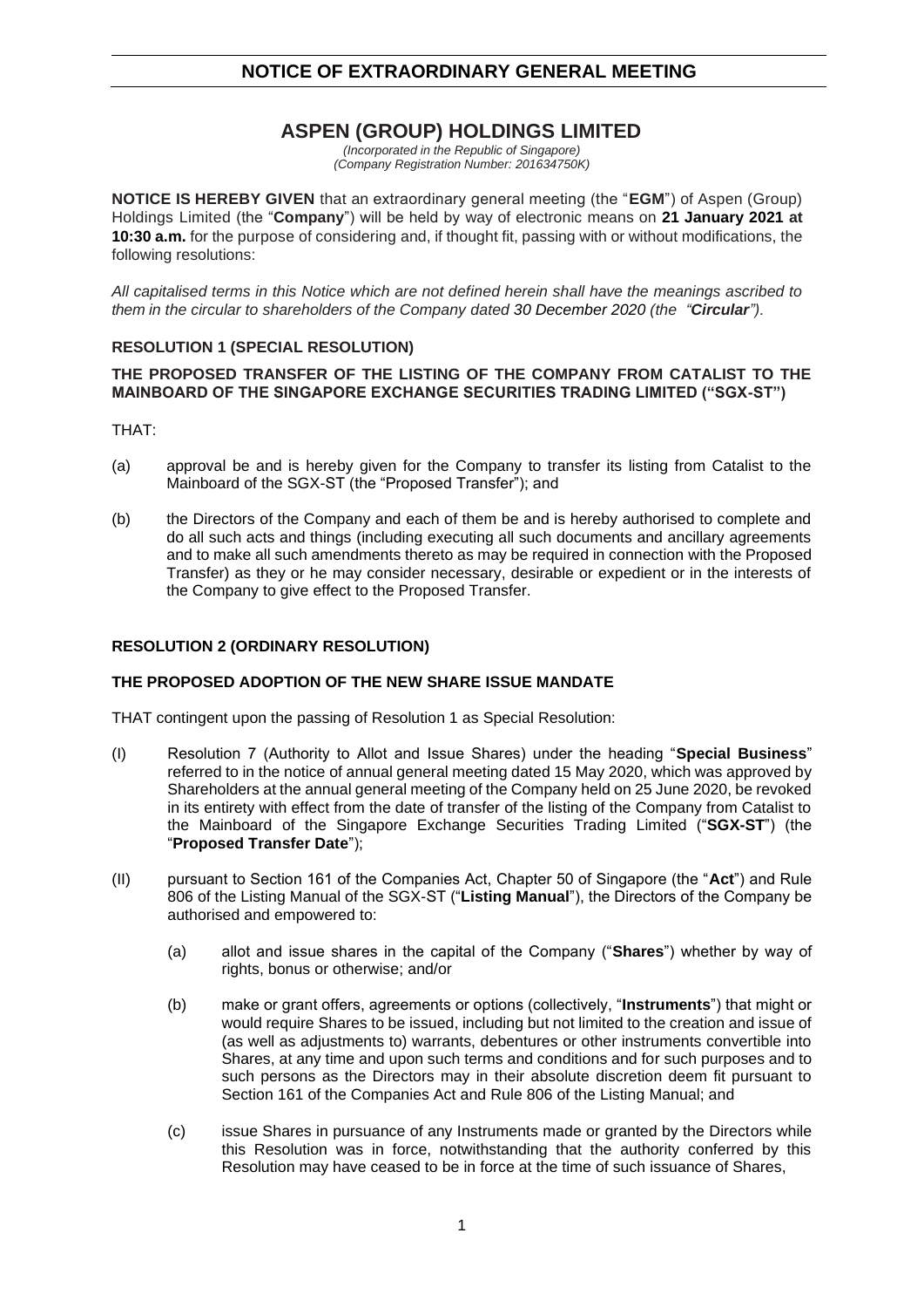# NOTICE OF EXTRAORDINARY GENERAL MEETING

## ASPEN (GROUP) HOLDINGS LIMITED

*(Incorporated in the Republic of Singapore)*
*(Company Registration Number: 201634750K)*

**NOTICE IS HEREBY GIVEN** that an extraordinary general meeting (the "**EGM**") of Aspen (Group) Holdings Limited (the "**Company**") will be held by way of electronic means on **21 January 2021 at 10:30 a.m.** for the purpose of considering and, if thought fit, passing with or without modifications, the following resolutions:

*All capitalised terms in this Notice which are not defined herein shall have the meanings ascribed to them in the circular to shareholders of the Company dated 30 December 2020 (the "**Circular**").*

### RESOLUTION 1 (SPECIAL RESOLUTION)

**THE PROPOSED TRANSFER OF THE LISTING OF THE COMPANY FROM CATALIST TO THE MAINBOARD OF THE SINGAPORE EXCHANGE SECURITIES TRADING LIMITED ("SGX-ST")**

THAT:

(a) approval be and is hereby given for the Company to transfer its listing from Catalist to the Mainboard of the SGX-ST (the "Proposed Transfer"); and

(b) the Directors of the Company and each of them be and is hereby authorised to complete and do all such acts and things (including executing all such documents and ancillary agreements and to make all such amendments thereto as may be required in connection with the Proposed Transfer) as they or he may consider necessary, desirable or expedient or in the interests of the Company to give effect to the Proposed Transfer.

### RESOLUTION 2 (ORDINARY RESOLUTION)

**THE PROPOSED ADOPTION OF THE NEW SHARE ISSUE MANDATE**

THAT contingent upon the passing of Resolution 1 as Special Resolution:

(I) Resolution 7 (Authority to Allot and Issue Shares) under the heading "**Special Business**" referred to in the notice of annual general meeting dated 15 May 2020, which was approved by Shareholders at the annual general meeting of the Company held on 25 June 2020, be revoked in its entirety with effect from the date of transfer of the listing of the Company from Catalist to the Mainboard of the Singapore Exchange Securities Trading Limited ("**SGX-ST**") (the "**Proposed Transfer Date**");

(II) pursuant to Section 161 of the Companies Act, Chapter 50 of Singapore (the "**Act**") and Rule 806 of the Listing Manual of the SGX-ST ("**Listing Manual**"), the Directors of the Company be authorised and empowered to:

(a) allot and issue shares in the capital of the Company ("**Shares**") whether by way of rights, bonus or otherwise; and/or

(b) make or grant offers, agreements or options (collectively, "**Instruments**") that might or would require Shares to be issued, including but not limited to the creation and issue of (as well as adjustments to) warrants, debentures or other instruments convertible into Shares, at any time and upon such terms and conditions and for such purposes and to such persons as the Directors may in their absolute discretion deem fit pursuant to Section 161 of the Companies Act and Rule 806 of the Listing Manual; and

(c) issue Shares in pursuance of any Instruments made or granted by the Directors while this Resolution was in force, notwithstanding that the authority conferred by this Resolution may have ceased to be in force at the time of such issuance of Shares,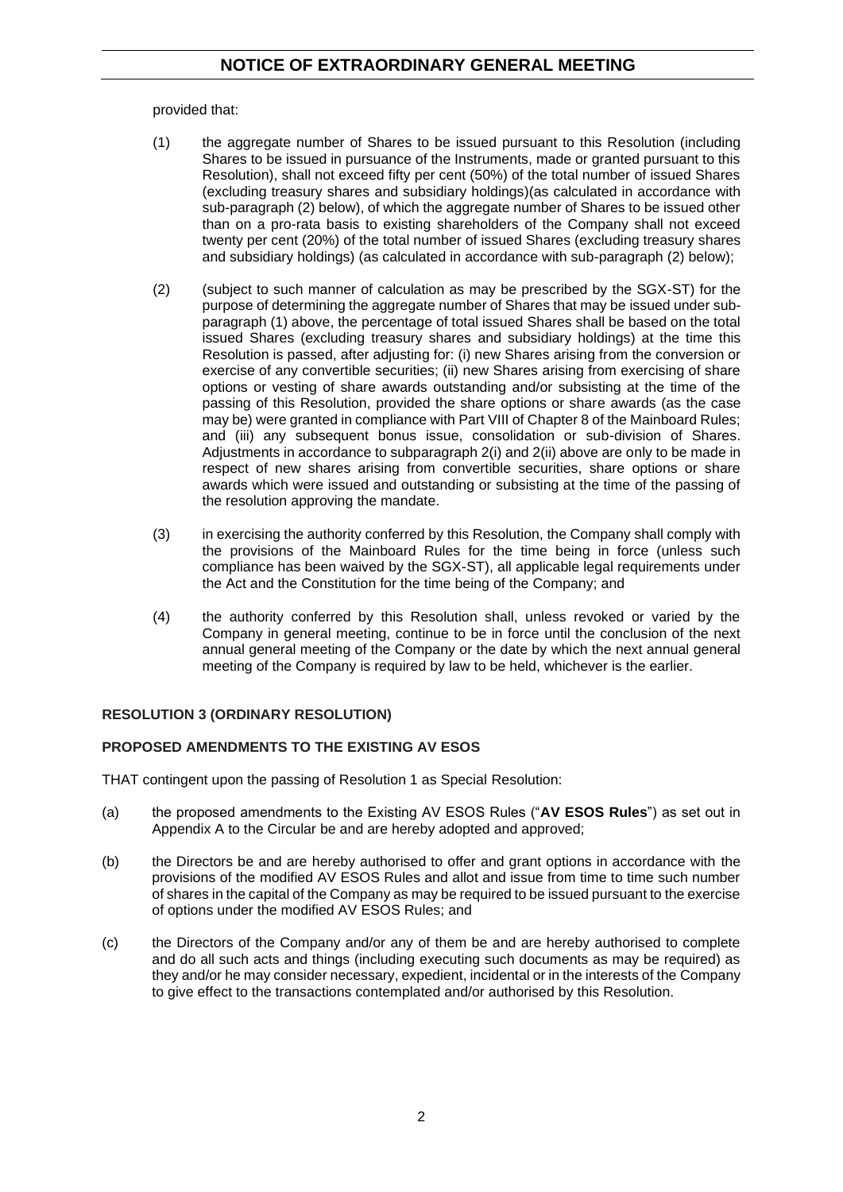provided that:

(1) the aggregate number of Shares to be issued pursuant to this Resolution (including Shares to be issued in pursuance of the Instruments, made or granted pursuant to this Resolution), shall not exceed fifty per cent (50%) of the total number of issued Shares (excluding treasury shares and subsidiary holdings)(as calculated in accordance with sub-paragraph (2) below), of which the aggregate number of Shares to be issued other than on a pro-rata basis to existing shareholders of the Company shall not exceed twenty per cent (20%) of the total number of issued Shares (excluding treasury shares and subsidiary holdings) (as calculated in accordance with sub-paragraph (2) below);

(2) (subject to such manner of calculation as may be prescribed by the SGX-ST) for the purpose of determining the aggregate number of Shares that may be issued under sub-paragraph (1) above, the percentage of total issued Shares shall be based on the total issued Shares (excluding treasury shares and subsidiary holdings) at the time this Resolution is passed, after adjusting for: (i) new Shares arising from the conversion or exercise of any convertible securities; (ii) new Shares arising from exercising of share options or vesting of share awards outstanding and/or subsisting at the time of the passing of this Resolution, provided the share options or share awards (as the case may be) were granted in compliance with Part VIII of Chapter 8 of the Mainboard Rules; and (iii) any subsequent bonus issue, consolidation or sub-division of Shares. Adjustments in accordance to subparagraph 2(i) and 2(ii) above are only to be made in respect of new shares arising from convertible securities, share options or share awards which were issued and outstanding or subsisting at the time of the passing of the resolution approving the mandate.

(3) in exercising the authority conferred by this Resolution, the Company shall comply with the provisions of the Mainboard Rules for the time being in force (unless such compliance has been waived by the SGX-ST), all applicable legal requirements under the Act and the Constitution for the time being of the Company; and

(4) the authority conferred by this Resolution shall, unless revoked or varied by the Company in general meeting, continue to be in force until the conclusion of the next annual general meeting of the Company or the date by which the next annual general meeting of the Company is required by law to be held, whichever is the earlier.

**RESOLUTION 3 (ORDINARY RESOLUTION)**

**PROPOSED AMENDMENTS TO THE EXISTING AV ESOS**

THAT contingent upon the passing of Resolution 1 as Special Resolution:

(a) the proposed amendments to the Existing AV ESOS Rules ("**AV ESOS Rules**") as set out in Appendix A to the Circular be and are hereby adopted and approved;

(b) the Directors be and are hereby authorised to offer and grant options in accordance with the provisions of the modified AV ESOS Rules and allot and issue from time to time such number of shares in the capital of the Company as may be required to be issued pursuant to the exercise of options under the modified AV ESOS Rules; and

(c) the Directors of the Company and/or any of them be and are hereby authorised to complete and do all such acts and things (including executing such documents as may be required) as they and/or he may consider necessary, expedient, incidental or in the interests of the Company to give effect to the transactions contemplated and/or authorised by this Resolution.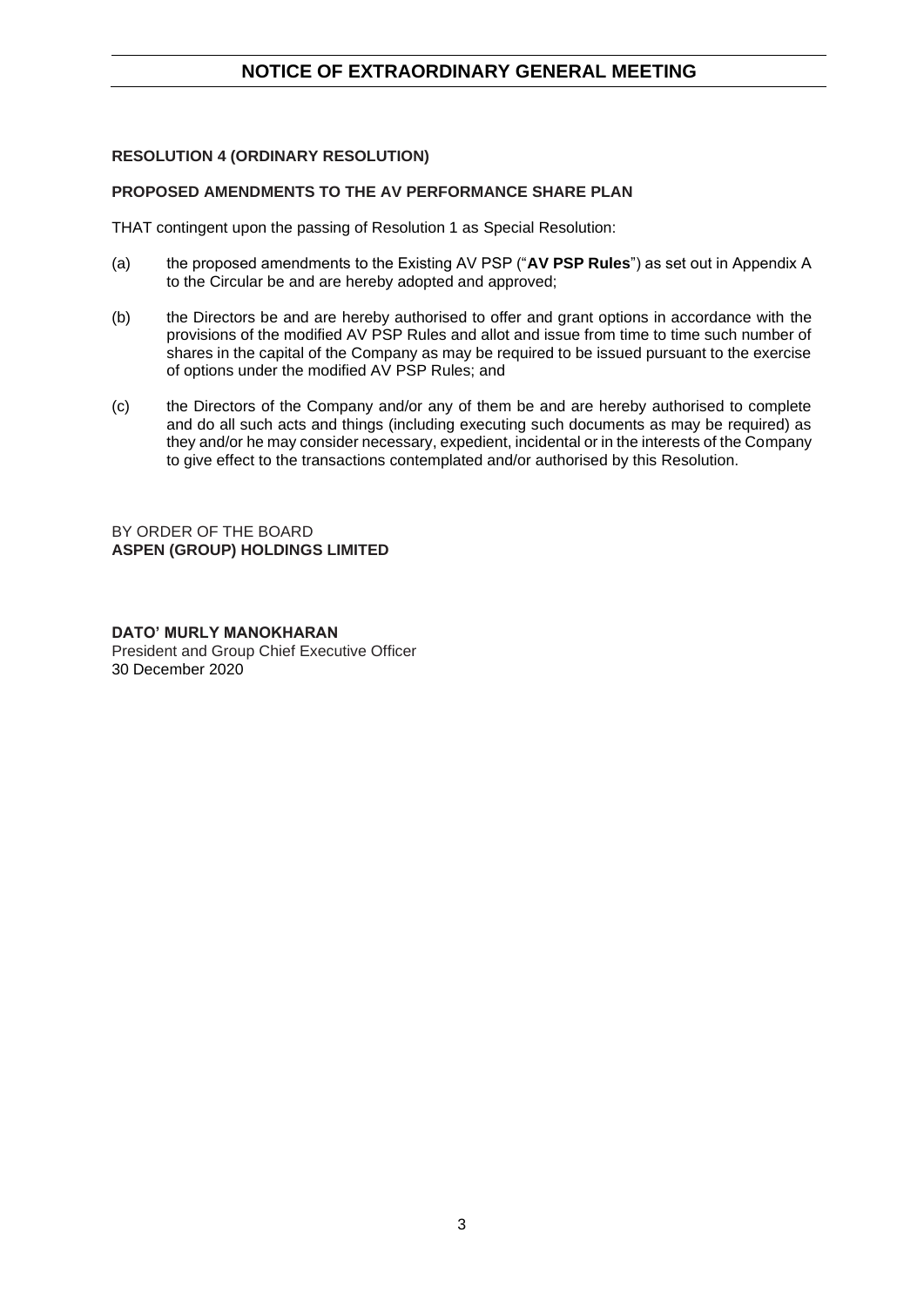**RESOLUTION 4 (ORDINARY RESOLUTION)**

**PROPOSED AMENDMENTS TO THE AV PERFORMANCE SHARE PLAN**

THAT contingent upon the passing of Resolution 1 as Special Resolution:

(a) the proposed amendments to the Existing AV PSP ("**AV PSP Rules**") as set out in Appendix A to the Circular be and are hereby adopted and approved;

(b) the Directors be and are hereby authorised to offer and grant options in accordance with the provisions of the modified AV PSP Rules and allot and issue from time to time such number of shares in the capital of the Company as may be required to be issued pursuant to the exercise of options under the modified AV PSP Rules; and

(c) the Directors of the Company and/or any of them be and are hereby authorised to complete and do all such acts and things (including executing such documents as may be required) as they and/or he may consider necessary, expedient, incidental or in the interests of the Company to give effect to the transactions contemplated and/or authorised by this Resolution.

BY ORDER OF THE BOARD
**ASPEN (GROUP) HOLDINGS LIMITED**

**DATO' MURLY MANOKHARAN**
President and Group Chief Executive Officer
30 December 2020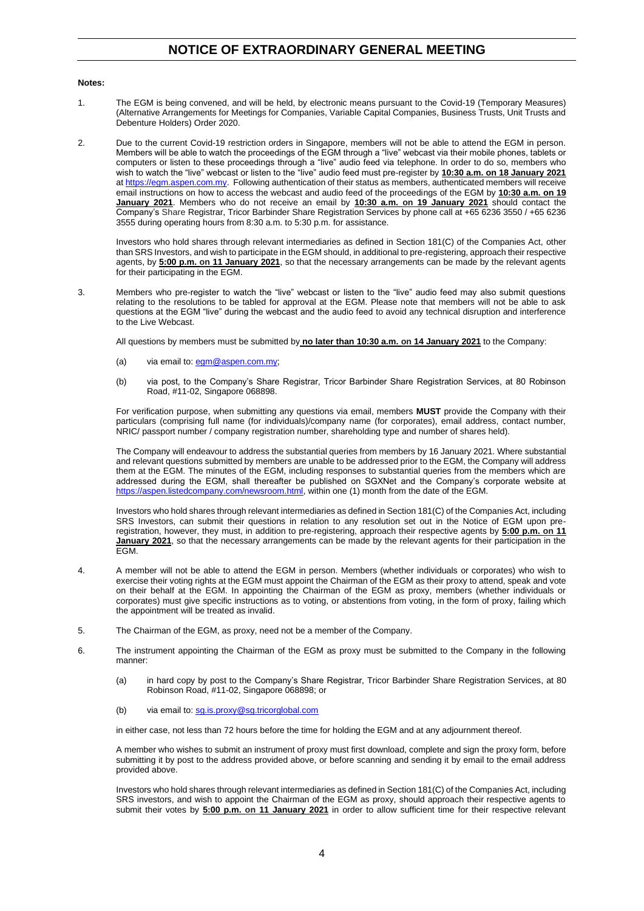# NOTICE OF EXTRAORDINARY GENERAL MEETING

**Notes:**

1. The EGM is being convened, and will be held, by electronic means pursuant to the Covid-19 (Temporary Measures) (Alternative Arrangements for Meetings for Companies, Variable Capital Companies, Business Trusts, Unit Trusts and Debenture Holders) Order 2020.

2. Due to the current Covid-19 restriction orders in Singapore, members will not be able to attend the EGM in person. Members will be able to watch the proceedings of the EGM through a "live" webcast via their mobile phones, tablets or computers or listen to these proceedings through a "live" audio feed via telephone. In order to do so, members who wish to watch the "live" webcast or listen to the "live" audio feed must pre-register by **10:30 a.m. on 18 January 2021** at https://egm.aspen.com.my. Following authentication of their status as members, authenticated members will receive email instructions on how to access the webcast and audio feed of the proceedings of the EGM by **10:30 a.m. on 19 January 2021**. Members who do not receive an email by **10:30 a.m. on 19 January 2021** should contact the Company's Share Registrar, Tricor Barbinder Share Registration Services by phone call at +65 6236 3550 / +65 6236 3555 during operating hours from 8:30 a.m. to 5:30 p.m. for assistance.

   Investors who hold shares through relevant intermediaries as defined in Section 181(C) of the Companies Act, other than SRS Investors, and wish to participate in the EGM should, in additional to pre-registering, approach their respective agents, by **5:00 p.m. on 11 January 2021**, so that the necessary arrangements can be made by the relevant agents for their participating in the EGM.

3. Members who pre-register to watch the "live" webcast or listen to the "live" audio feed may also submit questions relating to the resolutions to be tabled for approval at the EGM. Please note that members will not be able to ask questions at the EGM "live" during the webcast and the audio feed to avoid any technical disruption and interference to the Live Webcast.

   All questions by members must be submitted by **no later than 10:30 a.m. on 14 January 2021** to the Company:

   (a) via email to: egm@aspen.com.my;

   (b) via post, to the Company's Share Registrar, Tricor Barbinder Share Registration Services, at 80 Robinson Road, #11-02, Singapore 068898.

   For verification purpose, when submitting any questions via email, members **MUST** provide the Company with their particulars (comprising full name (for individuals)/company name (for corporates), email address, contact number, NRIC/ passport number / company registration number, shareholding type and number of shares held).

   The Company will endeavour to address the substantial queries from members by 16 January 2021. Where substantial and relevant questions submitted by members are unable to be addressed prior to the EGM, the Company will address them at the EGM. The minutes of the EGM, including responses to substantial queries from the members which are addressed during the EGM, shall thereafter be published on SGXNet and the Company's corporate website at https://aspen.listedcompany.com/newsroom.html, within one (1) month from the date of the EGM.

   Investors who hold shares through relevant intermediaries as defined in Section 181(C) of the Companies Act, including SRS Investors, can submit their questions in relation to any resolution set out in the Notice of EGM upon pre-registration, however, they must, in addition to pre-registering, approach their respective agents by **5:00 p.m. on 11 January 2021**, so that the necessary arrangements can be made by the relevant agents for their participation in the EGM.

4. A member will not be able to attend the EGM in person. Members (whether individuals or corporates) who wish to exercise their voting rights at the EGM must appoint the Chairman of the EGM as their proxy to attend, speak and vote on their behalf at the EGM. In appointing the Chairman of the EGM as proxy, members (whether individuals or corporates) must give specific instructions as to voting, or abstentions from voting, in the form of proxy, failing which the appointment will be treated as invalid.

5. The Chairman of the EGM, as proxy, need not be a member of the Company.

6. The instrument appointing the Chairman of the EGM as proxy must be submitted to the Company in the following manner:

   (a) in hard copy by post to the Company's Share Registrar, Tricor Barbinder Share Registration Services, at 80 Robinson Road, #11-02, Singapore 068898; or

   (b) via email to: sg.is.proxy@sg.tricorglobal.com

   in either case, not less than 72 hours before the time for holding the EGM and at any adjournment thereof.

   A member who wishes to submit an instrument of proxy must first download, complete and sign the proxy form, before submitting it by post to the address provided above, or before scanning and sending it by email to the email address provided above.

   Investors who hold shares through relevant intermediaries as defined in Section 181(C) of the Companies Act, including SRS investors, and wish to appoint the Chairman of the EGM as proxy, should approach their respective agents to submit their votes by **5:00 p.m. on 11 January 2021** in order to allow sufficient time for their respective relevant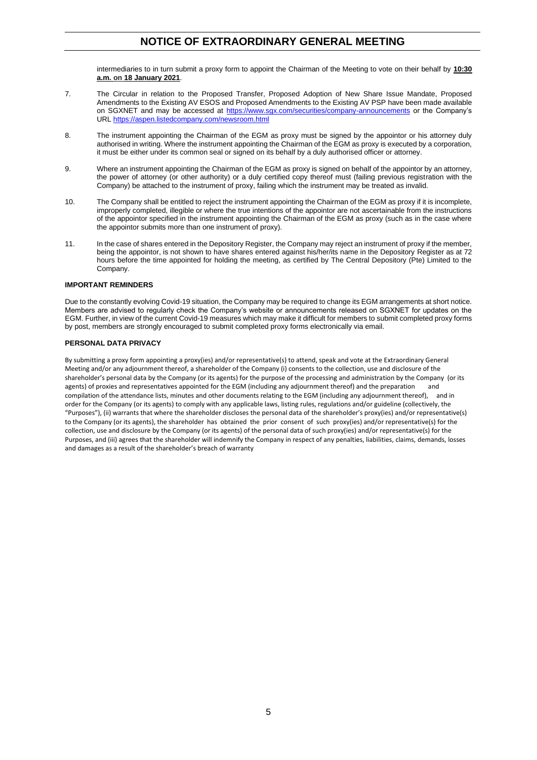intermediaries to in turn submit a proxy form to appoint the Chairman of the Meeting to vote on their behalf by **10:30 a.m. on 18 January 2021**.

7. The Circular in relation to the Proposed Transfer, Proposed Adoption of New Share Issue Mandate, Proposed Amendments to the Existing AV ESOS and Proposed Amendments to the Existing AV PSP have been made available on SGXNET and may be accessed at https://www.sgx.com/securities/company-announcements or the Company's URL https://aspen.listedcompany.com/newsroom.html

8. The instrument appointing the Chairman of the EGM as proxy must be signed by the appointor or his attorney duly authorised in writing. Where the instrument appointing the Chairman of the EGM as proxy is executed by a corporation, it must be either under its common seal or signed on its behalf by a duly authorised officer or attorney.

9. Where an instrument appointing the Chairman of the EGM as proxy is signed on behalf of the appointor by an attorney, the power of attorney (or other authority) or a duly certified copy thereof must (failing previous registration with the Company) be attached to the instrument of proxy, failing which the instrument may be treated as invalid.

10. The Company shall be entitled to reject the instrument appointing the Chairman of the EGM as proxy if it is incomplete, improperly completed, illegible or where the true intentions of the appointor are not ascertainable from the instructions of the appointor specified in the instrument appointing the Chairman of the EGM as proxy (such as in the case where the appointor submits more than one instrument of proxy).

11. In the case of shares entered in the Depository Register, the Company may reject an instrument of proxy if the member, being the appointor, is not shown to have shares entered against his/her/its name in the Depository Register as at 72 hours before the time appointed for holding the meeting, as certified by The Central Depository (Pte) Limited to the Company.

**IMPORTANT REMINDERS**

Due to the constantly evolving Covid-19 situation, the Company may be required to change its EGM arrangements at short notice. Members are advised to regularly check the Company's website or announcements released on SGXNET for updates on the EGM. Further, in view of the current Covid-19 measures which may make it difficult for members to submit completed proxy forms by post, members are strongly encouraged to submit completed proxy forms electronically via email.

**PERSONAL DATA PRIVACY**

By submitting a proxy form appointing a proxy(ies) and/or representative(s) to attend, speak and vote at the Extraordinary General Meeting and/or any adjournment thereof, a shareholder of the Company (i) consents to the collection, use and disclosure of the shareholder's personal data by the Company (or its agents) for the purpose of the processing and administration by the Company (or its agents) of proxies and representatives appointed for the EGM (including any adjournment thereof) and the preparation and compilation of the attendance lists, minutes and other documents relating to the EGM (including any adjournment thereof), and in order for the Company (or its agents) to comply with any applicable laws, listing rules, regulations and/or guideline (collectively, the "Purposes"), (ii) warrants that where the shareholder discloses the personal data of the shareholder's proxy(ies) and/or representative(s) to the Company (or its agents), the shareholder has obtained the prior consent of such proxy(ies) and/or representative(s) for the collection, use and disclosure by the Company (or its agents) of the personal data of such proxy(ies) and/or representative(s) for the Purposes, and (iii) agrees that the shareholder will indemnify the Company in respect of any penalties, liabilities, claims, demands, losses and damages as a result of the shareholder's breach of warranty